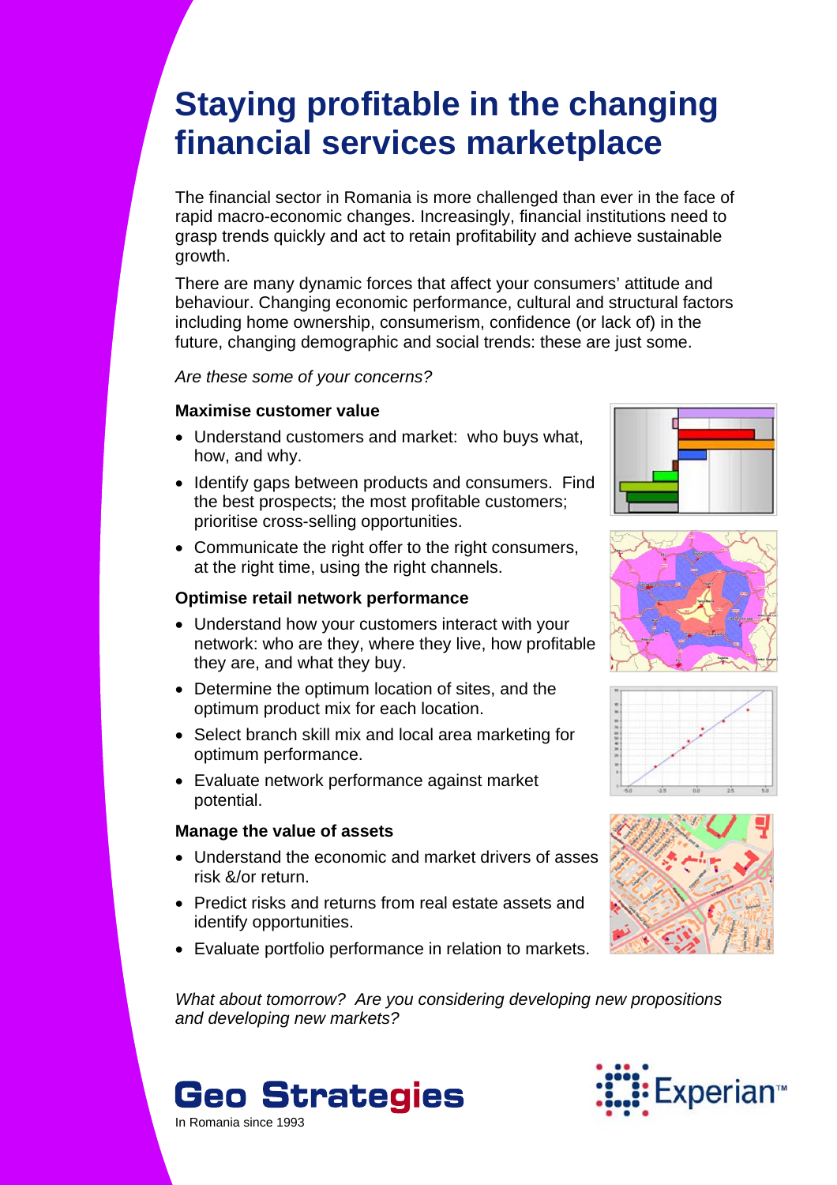# Staying profitable in the changing financial services marketplace

The financial sector in Romania is more challenged than ever in the face of rapid macro-economic changes. Increasingly, financial institutions need to grasp trends quickly and act to retain profitability and achieve sustainable growth.

There are many dynamic forces that affect your consumers' attitude and behaviour. Changing economic performance, cultural and structural factors including home ownership, consumerism, confidence (or lack of) in the future, changing demographic and social trends: these are just some.

*Are these some of your concerns?*

**Maximise customer value**

- Understand customers and market: who buys what, how, and why.
- Identify gaps between products and consumers. Find the best prospects; the most profitable customers; prioritise cross-selling opportunities.
- Communicate the right offer to the right consumers, at the right time, using the right channels.

**Optimise retail network performance**

- Understand how your customers interact with your network: who are they, where they live, how profitable they are, and what they buy.
- Determine the optimum location of sites, and the optimum product mix for each location.
- Select branch skill mix and local area marketing for optimum performance.
- Evaluate network performance against market potential.

**Manage the value of assets**

- Understand the economic and market drivers of asses risk &/or return.
- Predict risks and returns from real estate assets and identify opportunities.
- Evaluate portfolio performance in relation to markets.

*What about tomorrow? Are you considering developing new propositions and developing new markets?*

**Geo Strategies**
In Romania since 1993

Experian™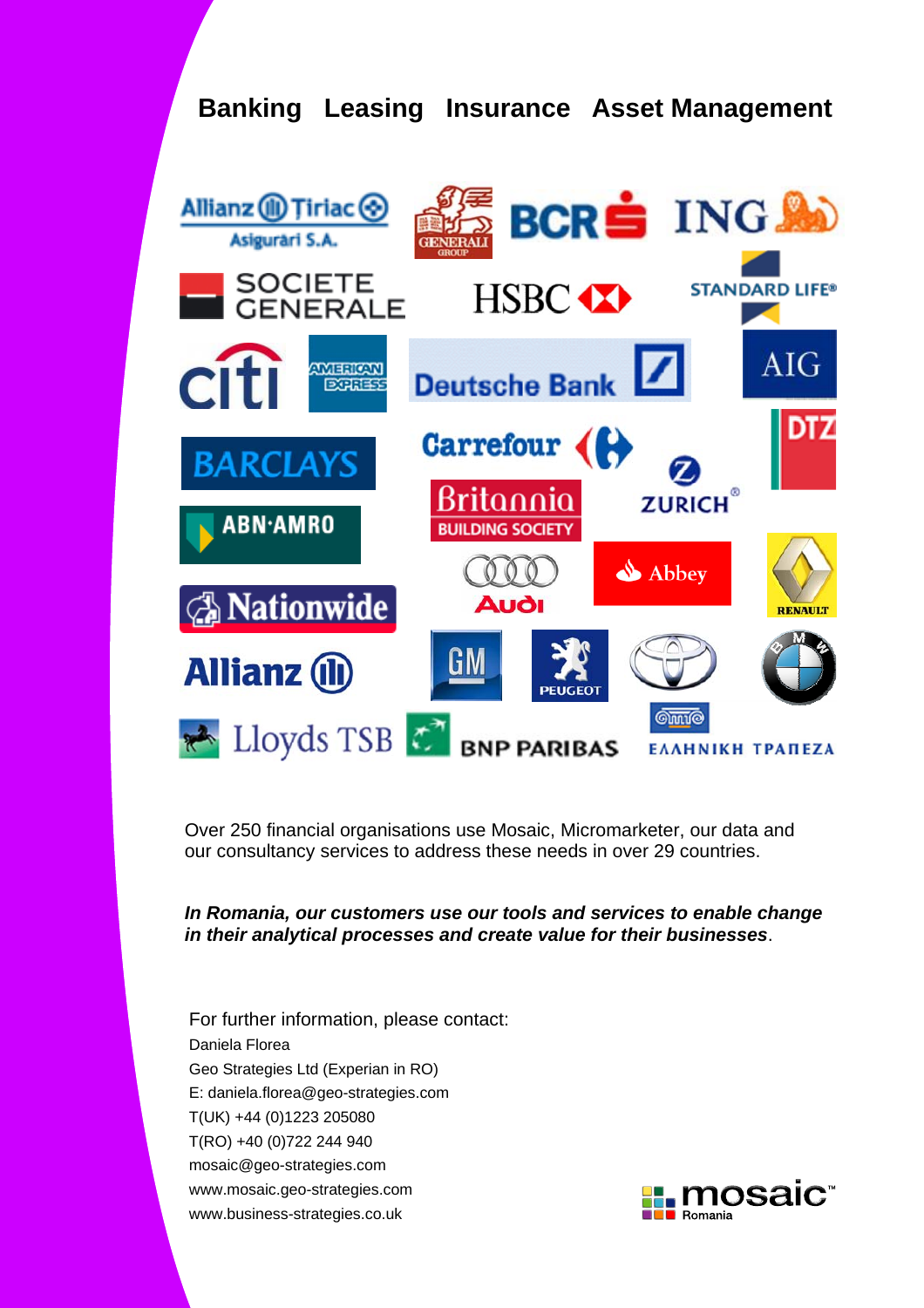**Banking Leasing Insurance Asset Management**

Over 250 financial organisations use Mosaic, Micromarketer, our data and our consultancy services to address these needs in over 29 countries.

***In Romania, our customers use our tools and services to enable change in their analytical processes and create value for their businesses***.

For further information, please contact:
Daniela Florea
Geo Strategies Ltd (Experian in RO)
E: daniela.florea@geo-strategies.com
T(UK) +44 (0)1223 205080
T(RO) +40 (0)722 244 940
mosaic@geo-strategies.com
www.mosaic.geo-strategies.com
www.business-strategies.co.uk